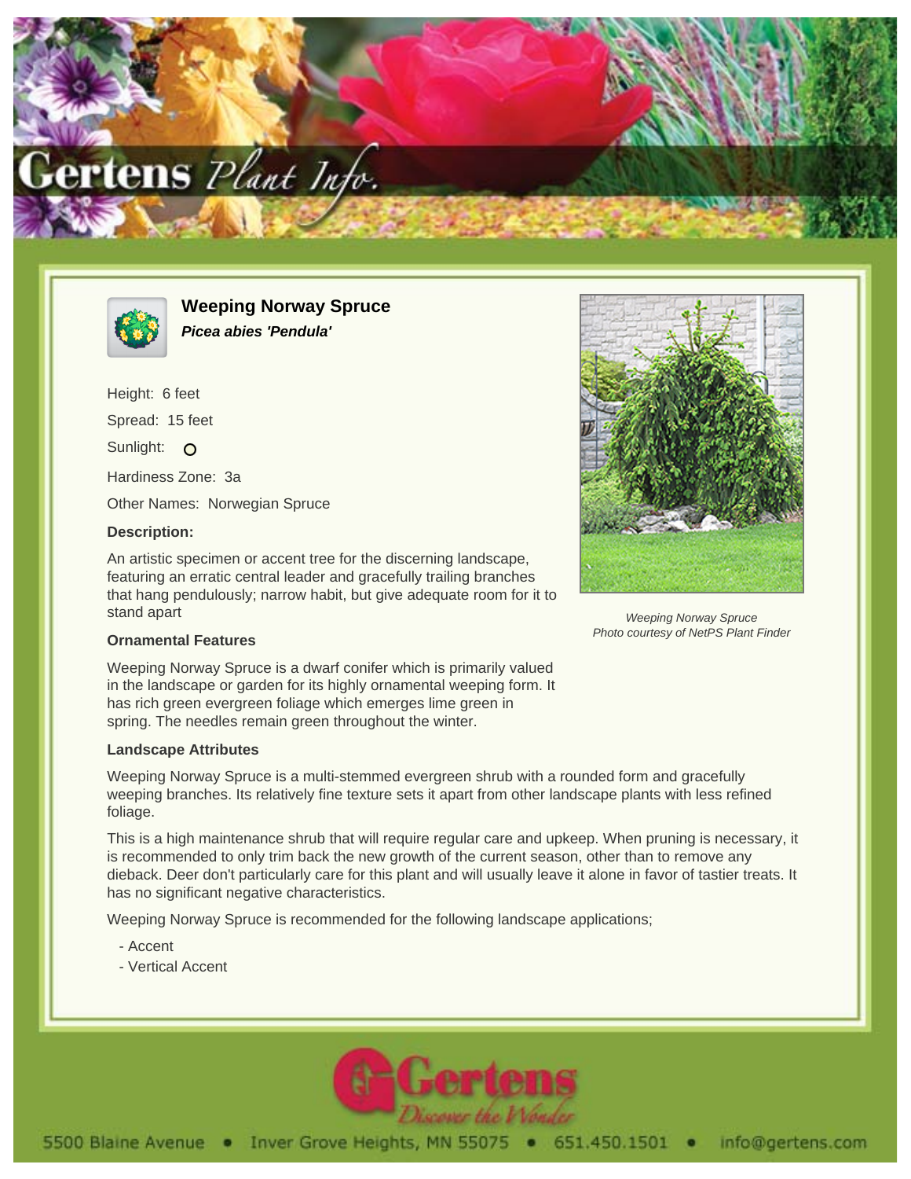# Weeping Norway Spruce

***Picea abies 'Pendula'***

Height: 6 feet

Spread: 15 feet

Sunlight: O

Hardiness Zone: 3a

Other Names: Norwegian Spruce

### Description:

An artistic specimen or accent tree for the discerning landscape, featuring an erratic central leader and gracefully trailing branches that hang pendulously; narrow habit, but give adequate room for it to stand apart

*Weeping Norway Spruce*
*Photo courtesy of NetPS Plant Finder*

### Ornamental Features

Weeping Norway Spruce is a dwarf conifer which is primarily valued in the landscape or garden for its highly ornamental weeping form. It has rich green evergreen foliage which emerges lime green in spring. The needles remain green throughout the winter.

### Landscape Attributes

Weeping Norway Spruce is a multi-stemmed evergreen shrub with a rounded form and gracefully weeping branches. Its relatively fine texture sets it apart from other landscape plants with less refined foliage.

This is a high maintenance shrub that will require regular care and upkeep. When pruning is necessary, it is recommended to only trim back the new growth of the current season, other than to remove any dieback. Deer don't particularly care for this plant and will usually leave it alone in favor of tastier treats. It has no significant negative characteristics.

Weeping Norway Spruce is recommended for the following landscape applications;

- Accent
- Vertical Accent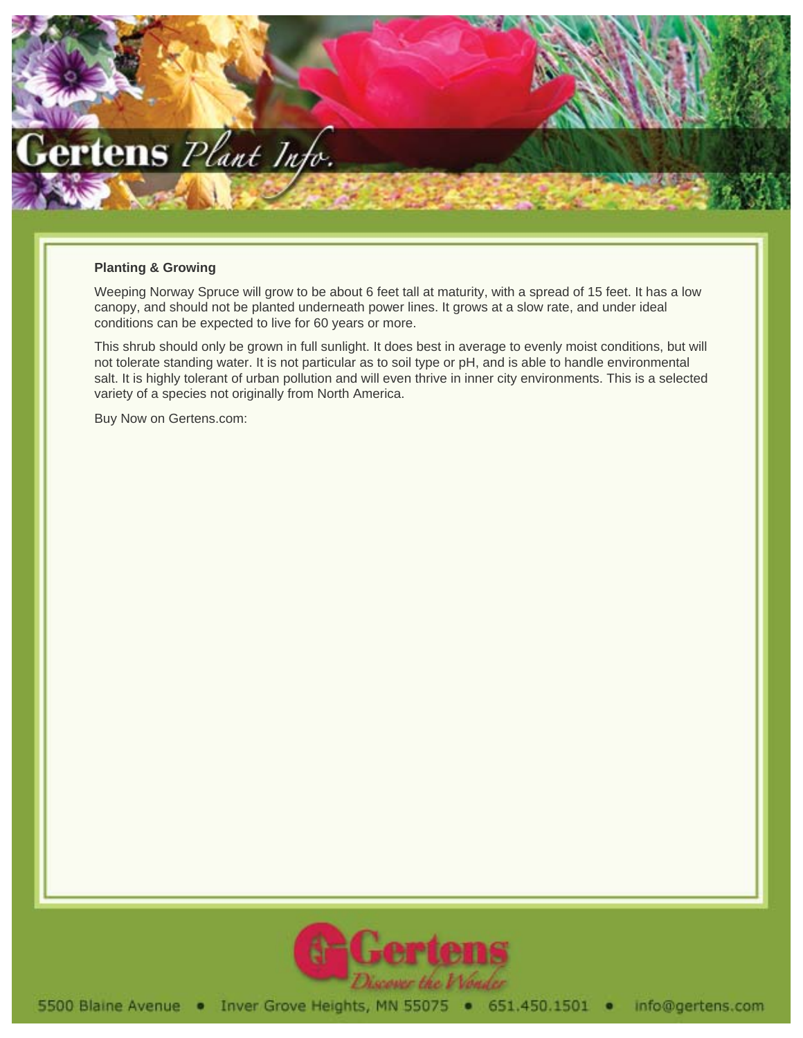**Planting & Growing**

Weeping Norway Spruce will grow to be about 6 feet tall at maturity, with a spread of 15 feet. It has a low canopy, and should not be planted underneath power lines. It grows at a slow rate, and under ideal conditions can be expected to live for 60 years or more.

This shrub should only be grown in full sunlight. It does best in average to evenly moist conditions, but will not tolerate standing water. It is not particular as to soil type or pH, and is able to handle environmental salt. It is highly tolerant of urban pollution and will even thrive in inner city environments. This is a selected variety of a species not originally from North America.

Buy Now on Gertens.com: